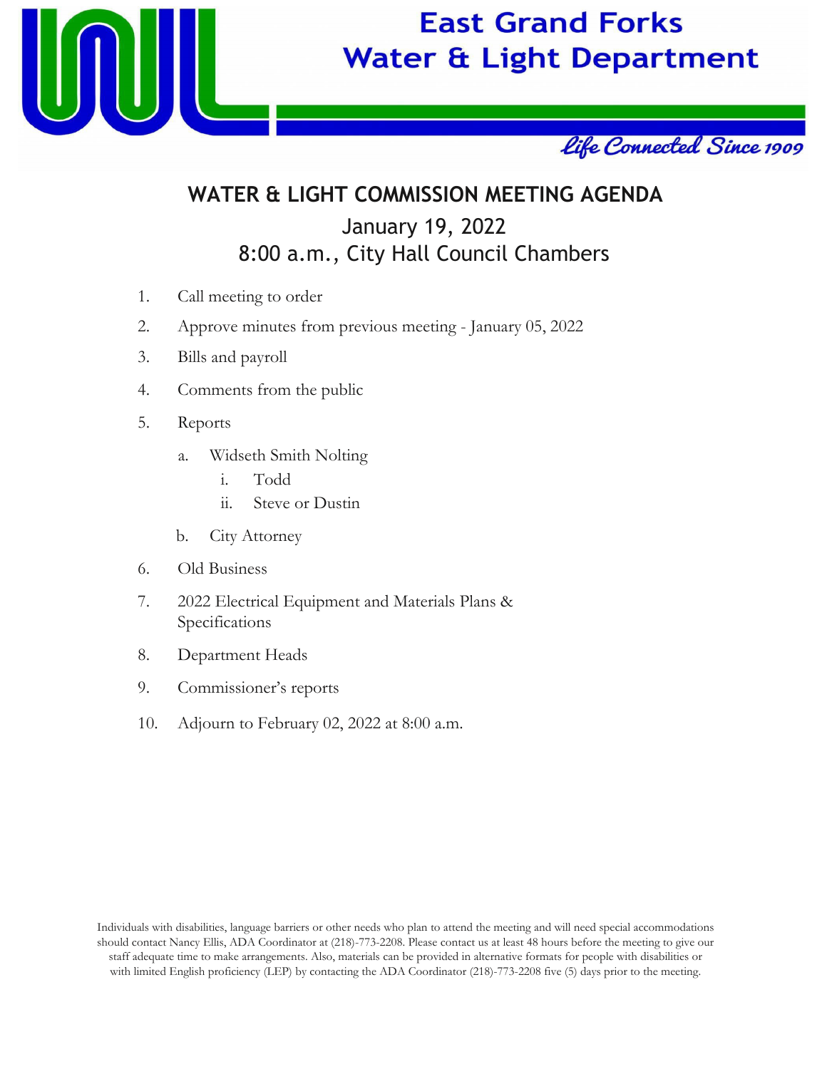# East Grand Forks Water & Light Department

*Life Connected Since 1909*

## WATER & LIGHT COMMISSION MEETING AGENDA

January 19, 2022
8:00 a.m., City Hall Council Chambers

1. Call meeting to order
2. Approve minutes from previous meeting - January 05, 2022
3. Bills and payroll
4. Comments from the public
5. Reports
   a. Widseth Smith Nolting
      i. Todd
      ii. Steve or Dustin
   b. City Attorney
6. Old Business
7. 2022 Electrical Equipment and Materials Plans & Specifications
8. Department Heads
9. Commissioner's reports
10. Adjourn to February 02, 2022 at 8:00 a.m.

Individuals with disabilities, language barriers or other needs who plan to attend the meeting and will need special accommodations should contact Nancy Ellis, ADA Coordinator at (218)-773-2208. Please contact us at least 48 hours before the meeting to give our staff adequate time to make arrangements. Also, materials can be provided in alternative formats for people with disabilities or with limited English proficiency (LEP) by contacting the ADA Coordinator (218)-773-2208 five (5) days prior to the meeting.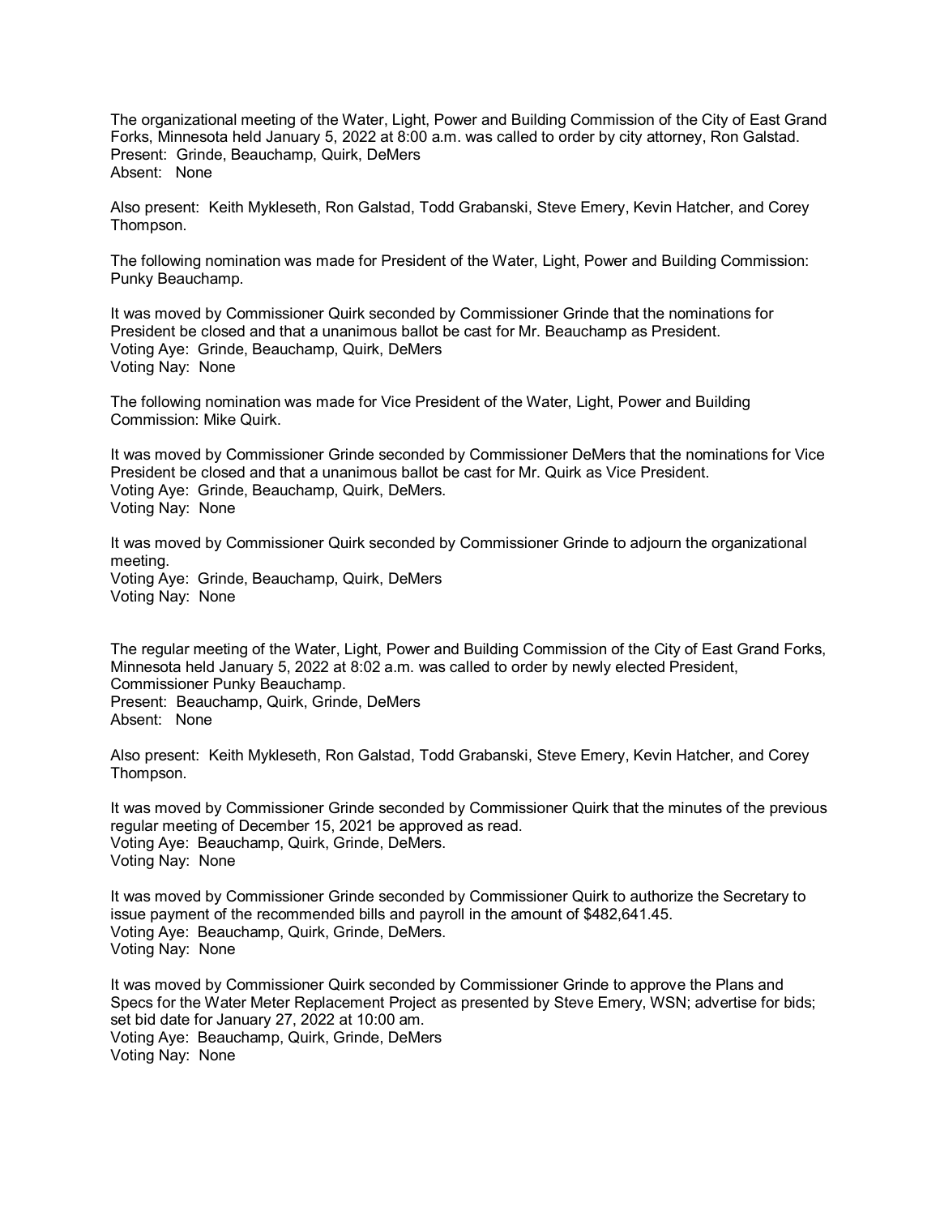The organizational meeting of the Water, Light, Power and Building Commission of the City of East Grand Forks, Minnesota held January 5, 2022 at 8:00 a.m. was called to order by city attorney, Ron Galstad.
Present: Grinde, Beauchamp, Quirk, DeMers
Absent: None

Also present: Keith Mykleseth, Ron Galstad, Todd Grabanski, Steve Emery, Kevin Hatcher, and Corey Thompson.

The following nomination was made for President of the Water, Light, Power and Building Commission: Punky Beauchamp.

It was moved by Commissioner Quirk seconded by Commissioner Grinde that the nominations for President be closed and that a unanimous ballot be cast for Mr. Beauchamp as President.
Voting Aye: Grinde, Beauchamp, Quirk, DeMers
Voting Nay: None

The following nomination was made for Vice President of the Water, Light, Power and Building Commission: Mike Quirk.

It was moved by Commissioner Grinde seconded by Commissioner DeMers that the nominations for Vice President be closed and that a unanimous ballot be cast for Mr. Quirk as Vice President.
Voting Aye: Grinde, Beauchamp, Quirk, DeMers.
Voting Nay: None

It was moved by Commissioner Quirk seconded by Commissioner Grinde to adjourn the organizational meeting.
Voting Aye: Grinde, Beauchamp, Quirk, DeMers
Voting Nay: None

The regular meeting of the Water, Light, Power and Building Commission of the City of East Grand Forks, Minnesota held January 5, 2022 at 8:02 a.m. was called to order by newly elected President, Commissioner Punky Beauchamp.
Present: Beauchamp, Quirk, Grinde, DeMers
Absent: None

Also present: Keith Mykleseth, Ron Galstad, Todd Grabanski, Steve Emery, Kevin Hatcher, and Corey Thompson.

It was moved by Commissioner Grinde seconded by Commissioner Quirk that the minutes of the previous regular meeting of December 15, 2021 be approved as read.
Voting Aye: Beauchamp, Quirk, Grinde, DeMers.
Voting Nay: None

It was moved by Commissioner Grinde seconded by Commissioner Quirk to authorize the Secretary to issue payment of the recommended bills and payroll in the amount of $482,641.45.
Voting Aye: Beauchamp, Quirk, Grinde, DeMers.
Voting Nay: None

It was moved by Commissioner Quirk seconded by Commissioner Grinde to approve the Plans and Specs for the Water Meter Replacement Project as presented by Steve Emery, WSN; advertise for bids; set bid date for January 27, 2022 at 10:00 am.
Voting Aye: Beauchamp, Quirk, Grinde, DeMers
Voting Nay: None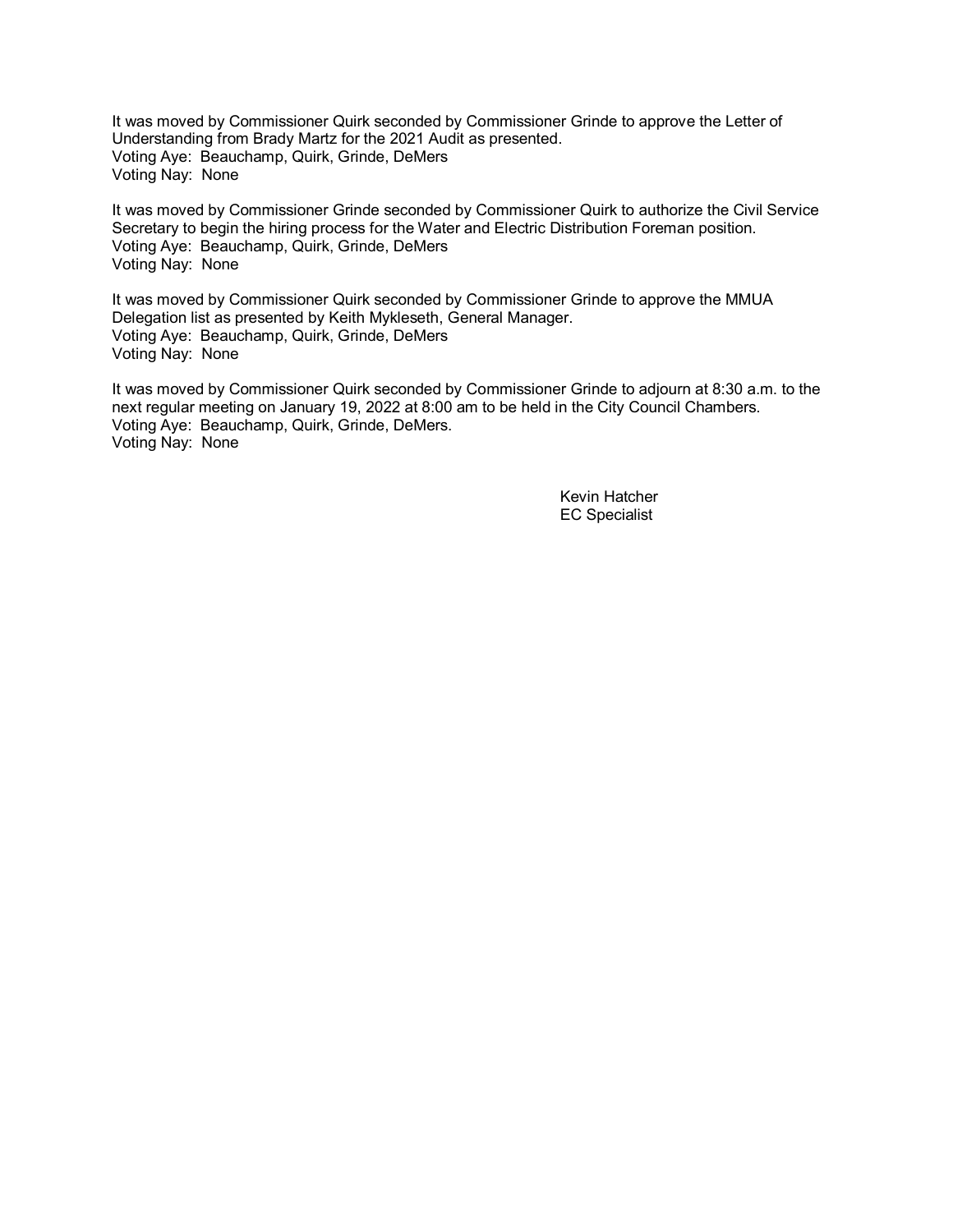It was moved by Commissioner Quirk seconded by Commissioner Grinde to approve the Letter of Understanding from Brady Martz for the 2021 Audit as presented.
Voting Aye: Beauchamp, Quirk, Grinde, DeMers
Voting Nay: None

It was moved by Commissioner Grinde seconded by Commissioner Quirk to authorize the Civil Service Secretary to begin the hiring process for the Water and Electric Distribution Foreman position.
Voting Aye: Beauchamp, Quirk, Grinde, DeMers
Voting Nay: None

It was moved by Commissioner Quirk seconded by Commissioner Grinde to approve the MMUA Delegation list as presented by Keith Mykleseth, General Manager.
Voting Aye: Beauchamp, Quirk, Grinde, DeMers
Voting Nay: None

It was moved by Commissioner Quirk seconded by Commissioner Grinde to adjourn at 8:30 a.m. to the next regular meeting on January 19, 2022 at 8:00 am to be held in the City Council Chambers.
Voting Aye: Beauchamp, Quirk, Grinde, DeMers.
Voting Nay: None

Kevin Hatcher
EC Specialist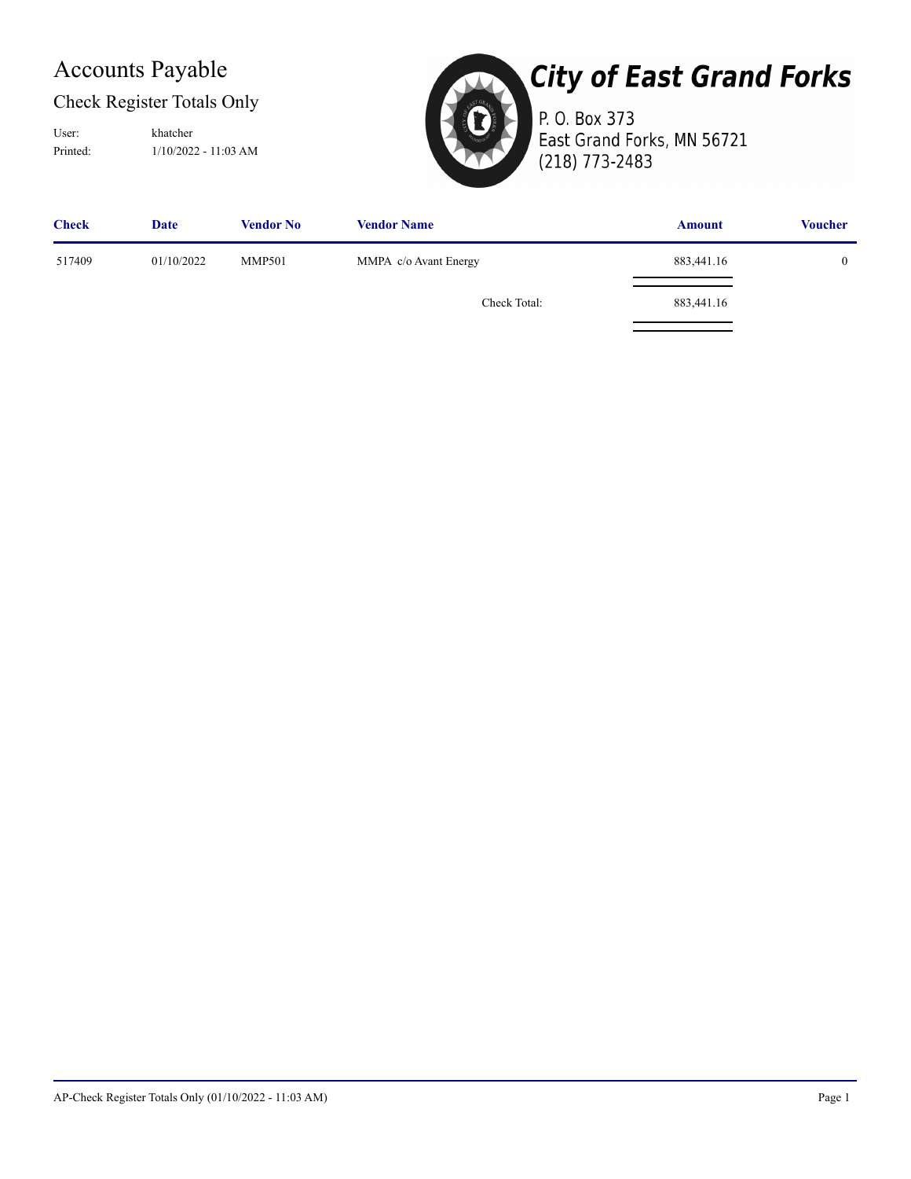# Accounts Payable

## Check Register Totals Only

User: khatcher

Printed: 1/10/2022 - 11:03 AM

# City of East Grand Forks

P. O. Box 373

East Grand Forks, MN 56721

(218) 773-2483

| Check | Date | Vendor No | Vendor Name | Amount | Voucher |
|---|---|---|---|---|---|
| 517409 | 01/10/2022 | MMP501 | MMPA c/o Avant Energy | 883,441.16 | 0 |
| | | | Check Total: | 883,441.16 | |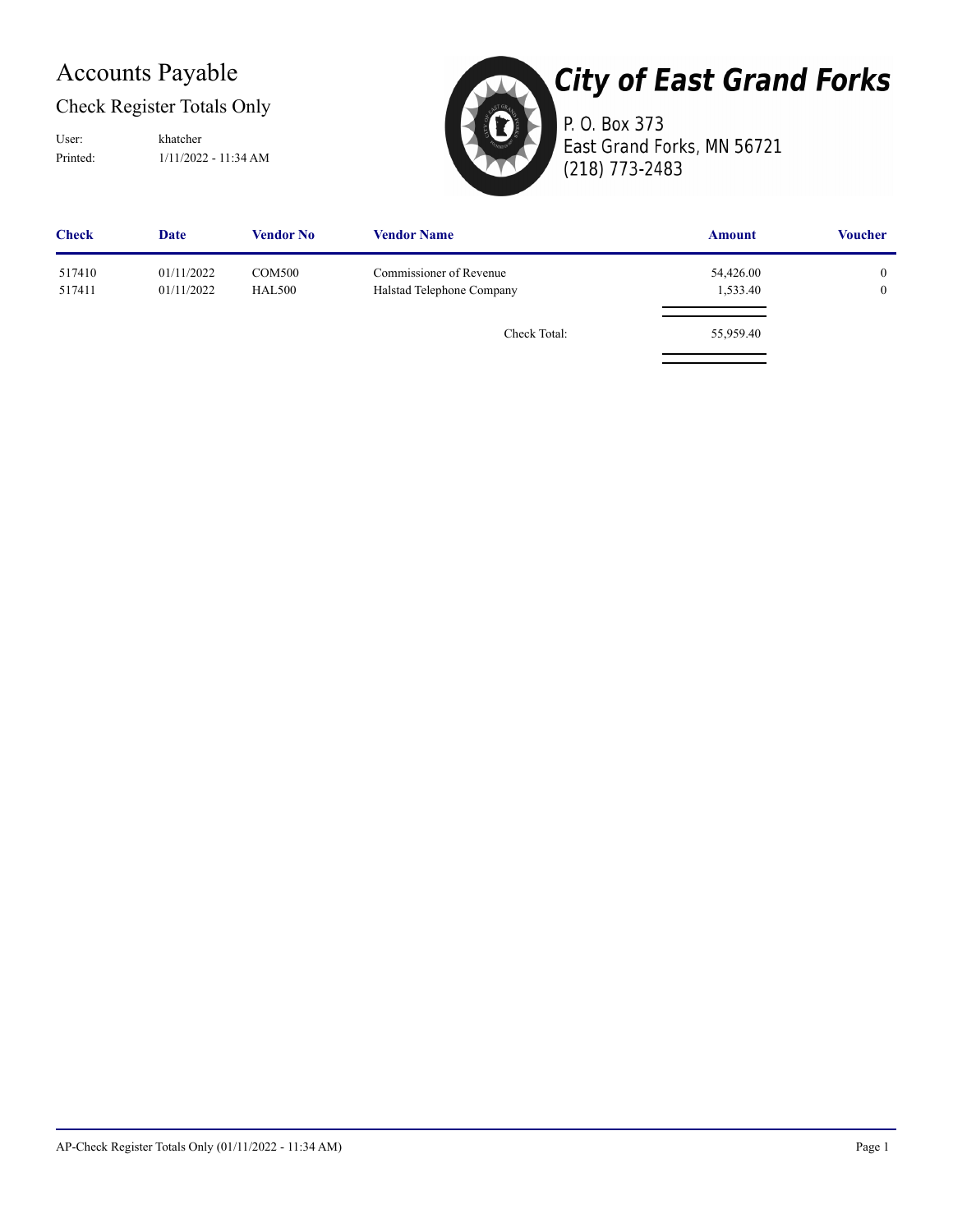# Accounts Payable

## Check Register Totals Only

User: khatcher
Printed: 1/11/2022 - 11:34 AM

# City of East Grand Forks

P. O. Box 373
East Grand Forks, MN 56721
(218) 773-2483

| Check | Date | Vendor No | Vendor Name | Amount | Voucher |
|---|---|---|---|---|---|
| 517410 | 01/11/2022 | COM500 | Commissioner of Revenue | 54,426.00 | 0 |
| 517411 | 01/11/2022 | HAL500 | Halstad Telephone Company | 1,533.40 | 0 |
| | | | Check Total: | 55,959.40 | |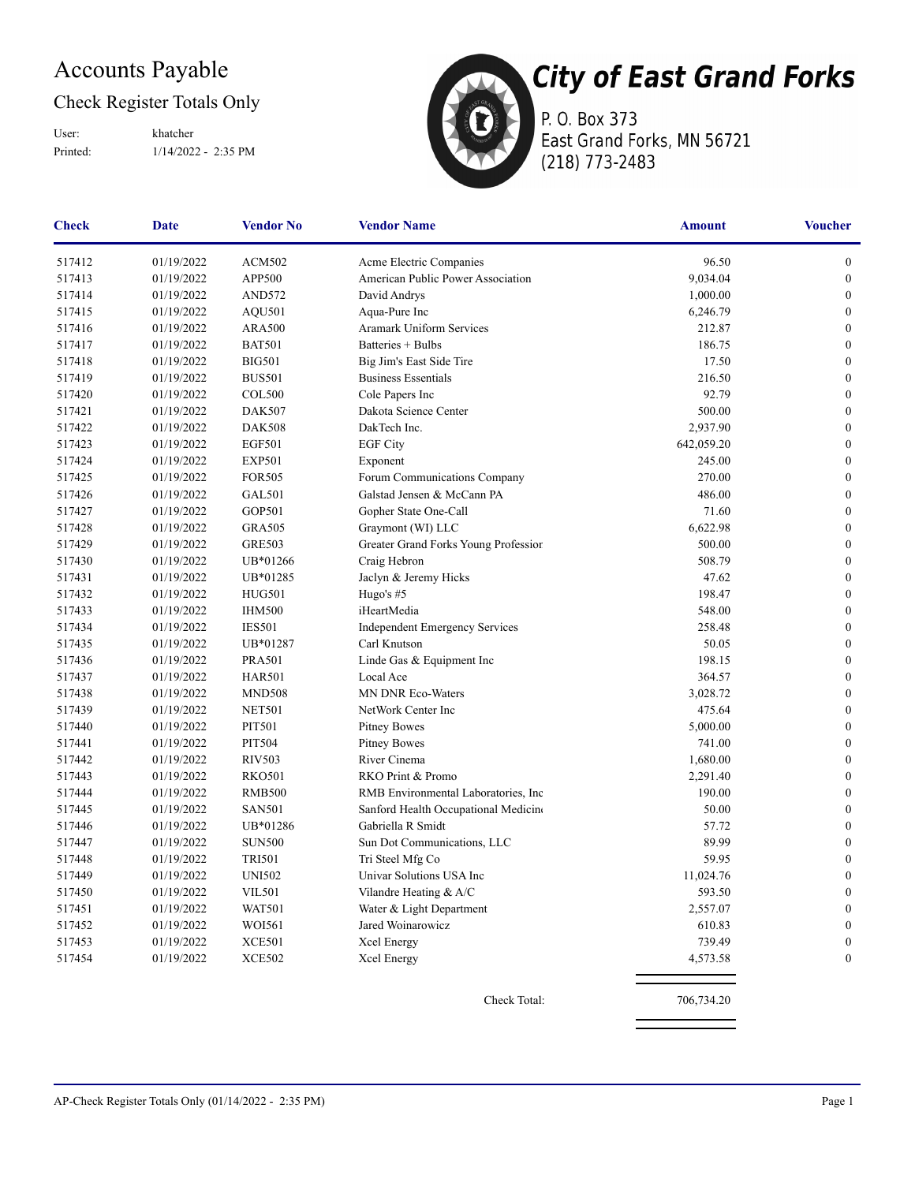# Accounts Payable

## Check Register Totals Only

User: khatcher
Printed: 1/14/2022 - 2:35 PM

**City of East Grand Forks**
P. O. Box 373
East Grand Forks, MN 56721
(218) 773-2483

| Check | Date | Vendor No | Vendor Name | Amount | Voucher |
|---|---|---|---|---|---|
| 517412 | 01/19/2022 | ACM502 | Acme Electric Companies | 96.50 | 0 |
| 517413 | 01/19/2022 | APP500 | American Public Power Association | 9,034.04 | 0 |
| 517414 | 01/19/2022 | AND572 | David Andrys | 1,000.00 | 0 |
| 517415 | 01/19/2022 | AQU501 | Aqua-Pure Inc | 6,246.79 | 0 |
| 517416 | 01/19/2022 | ARA500 | Aramark Uniform Services | 212.87 | 0 |
| 517417 | 01/19/2022 | BAT501 | Batteries + Bulbs | 186.75 | 0 |
| 517418 | 01/19/2022 | BIG501 | Big Jim's East Side Tire | 17.50 | 0 |
| 517419 | 01/19/2022 | BUS501 | Business Essentials | 216.50 | 0 |
| 517420 | 01/19/2022 | COL500 | Cole Papers Inc | 92.79 | 0 |
| 517421 | 01/19/2022 | DAK507 | Dakota Science Center | 500.00 | 0 |
| 517422 | 01/19/2022 | DAK508 | DakTech Inc. | 2,937.90 | 0 |
| 517423 | 01/19/2022 | EGF501 | EGF City | 642,059.20 | 0 |
| 517424 | 01/19/2022 | EXP501 | Exponent | 245.00 | 0 |
| 517425 | 01/19/2022 | FOR505 | Forum Communications Company | 270.00 | 0 |
| 517426 | 01/19/2022 | GAL501 | Galstad Jensen & McCann PA | 486.00 | 0 |
| 517427 | 01/19/2022 | GOP501 | Gopher State One-Call | 71.60 | 0 |
| 517428 | 01/19/2022 | GRA505 | Graymont (WI) LLC | 6,622.98 | 0 |
| 517429 | 01/19/2022 | GRE503 | Greater Grand Forks Young Professior | 500.00 | 0 |
| 517430 | 01/19/2022 | UB*01266 | Craig Hebron | 508.79 | 0 |
| 517431 | 01/19/2022 | UB*01285 | Jaclyn & Jeremy Hicks | 47.62 | 0 |
| 517432 | 01/19/2022 | HUG501 | Hugo's #5 | 198.47 | 0 |
| 517433 | 01/19/2022 | IHM500 | iHeartMedia | 548.00 | 0 |
| 517434 | 01/19/2022 | IES501 | Independent Emergency Services | 258.48 | 0 |
| 517435 | 01/19/2022 | UB*01287 | Carl Knutson | 50.05 | 0 |
| 517436 | 01/19/2022 | PRA501 | Linde Gas & Equipment Inc | 198.15 | 0 |
| 517437 | 01/19/2022 | HAR501 | Local Ace | 364.57 | 0 |
| 517438 | 01/19/2022 | MND508 | MN DNR Eco-Waters | 3,028.72 | 0 |
| 517439 | 01/19/2022 | NET501 | NetWork Center Inc | 475.64 | 0 |
| 517440 | 01/19/2022 | PIT501 | Pitney Bowes | 5,000.00 | 0 |
| 517441 | 01/19/2022 | PIT504 | Pitney Bowes | 741.00 | 0 |
| 517442 | 01/19/2022 | RIV503 | River Cinema | 1,680.00 | 0 |
| 517443 | 01/19/2022 | RKO501 | RKO Print & Promo | 2,291.40 | 0 |
| 517444 | 01/19/2022 | RMB500 | RMB Environmental Laboratories, Inc | 190.00 | 0 |
| 517445 | 01/19/2022 | SAN501 | Sanford Health Occupational Medicin | 50.00 | 0 |
| 517446 | 01/19/2022 | UB*01286 | Gabriella R Smidt | 57.72 | 0 |
| 517447 | 01/19/2022 | SUN500 | Sun Dot Communications, LLC | 89.99 | 0 |
| 517448 | 01/19/2022 | TRI501 | Tri Steel Mfg Co | 59.95 | 0 |
| 517449 | 01/19/2022 | UNI502 | Univar Solutions USA Inc | 11,024.76 | 0 |
| 517450 | 01/19/2022 | VIL501 | Vilandre Heating & A/C | 593.50 | 0 |
| 517451 | 01/19/2022 | WAT501 | Water & Light Department | 2,557.07 | 0 |
| 517452 | 01/19/2022 | WOI561 | Jared Woinarowicz | 610.83 | 0 |
| 517453 | 01/19/2022 | XCE501 | Xcel Energy | 739.49 | 0 |
| 517454 | 01/19/2022 | XCE502 | Xcel Energy | 4,573.58 | 0 |
| | | | Check Total: | 706,734.20 | |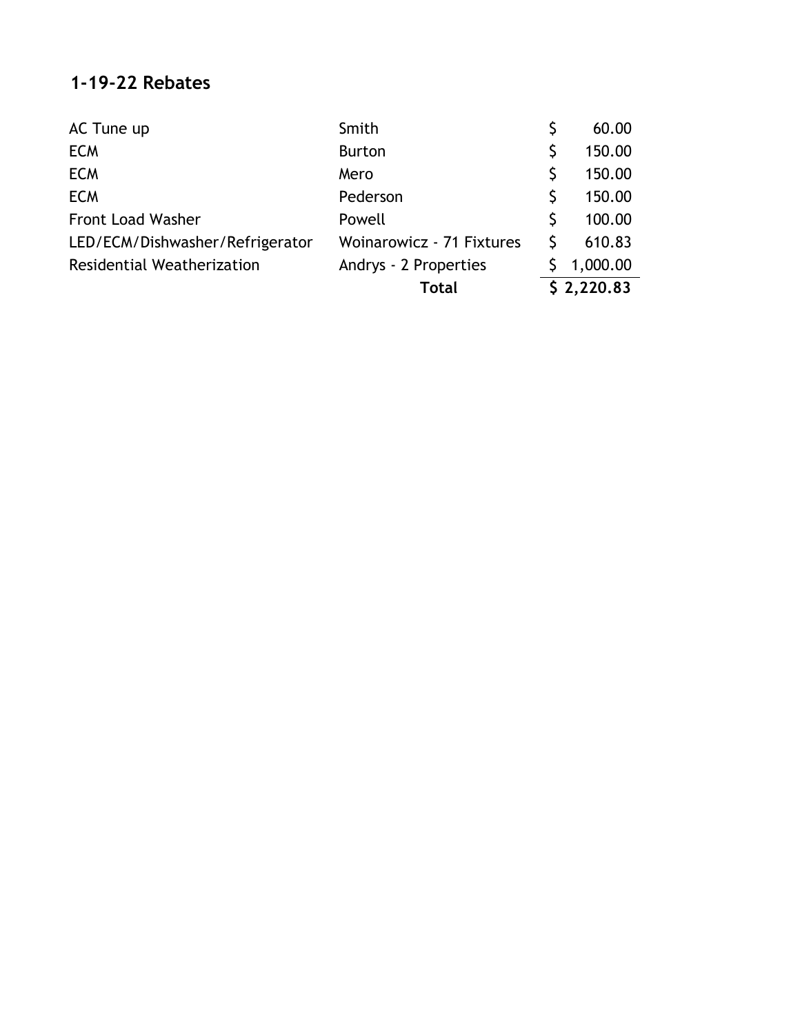## 1-19-22 Rebates

| | | |
|---|---|---|
| AC Tune up | Smith | $ 60.00 |
| ECM | Burton | $ 150.00 |
| ECM | Mero | $ 150.00 |
| ECM | Pederson | $ 150.00 |
| Front Load Washer | Powell | $ 100.00 |
| LED/ECM/Dishwasher/Refrigerator | Woinarowicz - 71 Fixtures | $ 610.83 |
| Residential Weatherization | Andrys - 2 Properties | $ 1,000.00 |
| | **Total** | **$ 2,220.83** |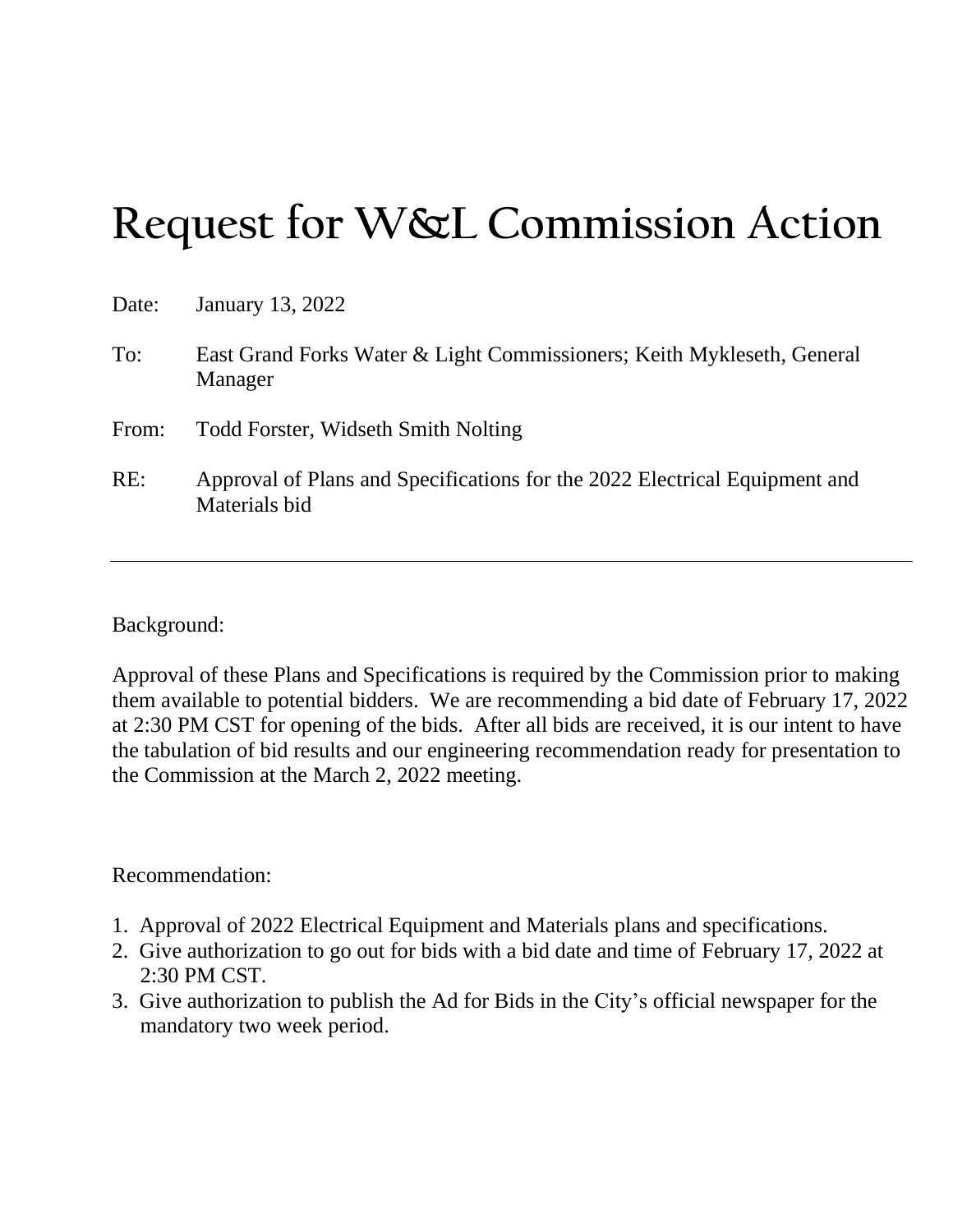# Request for W&L Commission Action

Date: January 13, 2022

To: East Grand Forks Water & Light Commissioners; Keith Mykleseth, General Manager

From: Todd Forster, Widseth Smith Nolting

RE: Approval of Plans and Specifications for the 2022 Electrical Equipment and Materials bid

---

Background:

Approval of these Plans and Specifications is required by the Commission prior to making them available to potential bidders. We are recommending a bid date of February 17, 2022 at 2:30 PM CST for opening of the bids. After all bids are received, it is our intent to have the tabulation of bid results and our engineering recommendation ready for presentation to the Commission at the March 2, 2022 meeting.

Recommendation:

1. Approval of 2022 Electrical Equipment and Materials plans and specifications.
2. Give authorization to go out for bids with a bid date and time of February 17, 2022 at 2:30 PM CST.
3. Give authorization to publish the Ad for Bids in the City's official newspaper for the mandatory two week period.